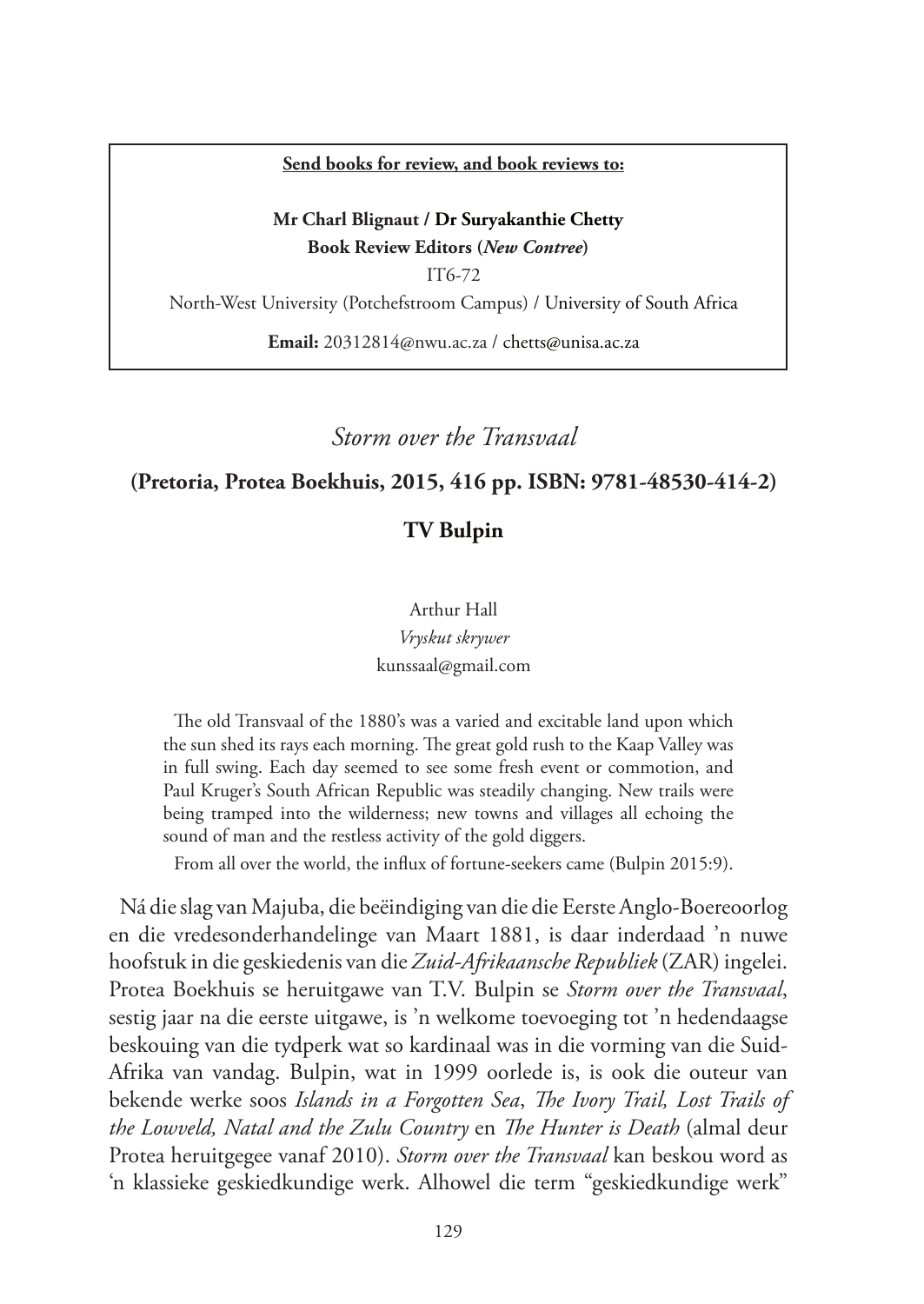**Send books for review, and book reviews to:**

**Mr Charl Blignaut / Dr Suryakanthie Chetty**
**Book Review Editors (*New Contree*)**
IT6-72
North-West University (Potchefstroom Campus) / University of South Africa

**Email:** 20312814@nwu.ac.za / chetts@unisa.ac.za

## *Storm over the Transvaal*

### (Pretoria, Protea Boekhuis, 2015, 416 pp. ISBN: 9781-48530-414-2)

### TV Bulpin

Arthur Hall
*Vryskut skrywer*
kunssaal@gmail.com

> The old Transvaal of the 1880's was a varied and excitable land upon which the sun shed its rays each morning. The great gold rush to the Kaap Valley was in full swing. Each day seemed to see some fresh event or commotion, and Paul Kruger's South African Republic was steadily changing. New trails were being tramped into the wilderness; new towns and villages all echoing the sound of man and the restless activity of the gold diggers.
>
> From all over the world, the influx of fortune-seekers came (Bulpin 2015:9).

Ná die slag van Majuba, die beëindiging van die die Eerste Anglo-Boereoorlog en die vredesonderhandelinge van Maart 1881, is daar inderdaad 'n nuwe hoofstuk in die geskiedenis van die *Zuid-Afrikaansche Republiek* (ZAR) ingelei. Protea Boekhuis se heruitgawe van T.V. Bulpin se *Storm over the Transvaal*, sestig jaar na die eerste uitgawe, is 'n welkome toevoeging tot 'n hedendaagse beskouing van die tydperk wat so kardinaal was in die vorming van die Suid-Afrika van vandag. Bulpin, wat in 1999 oorlede is, is ook die outeur van bekende werke soos *Islands in a Forgotten Sea*, *The Ivory Trail, Lost Trails of the Lowveld, Natal and the Zulu Country* en *The Hunter is Death* (almal deur Protea heruitgegee vanaf 2010). *Storm over the Transvaal* kan beskou word as 'n klassieke geskiedkundige werk. Alhowel die term "geskiedkundige werk"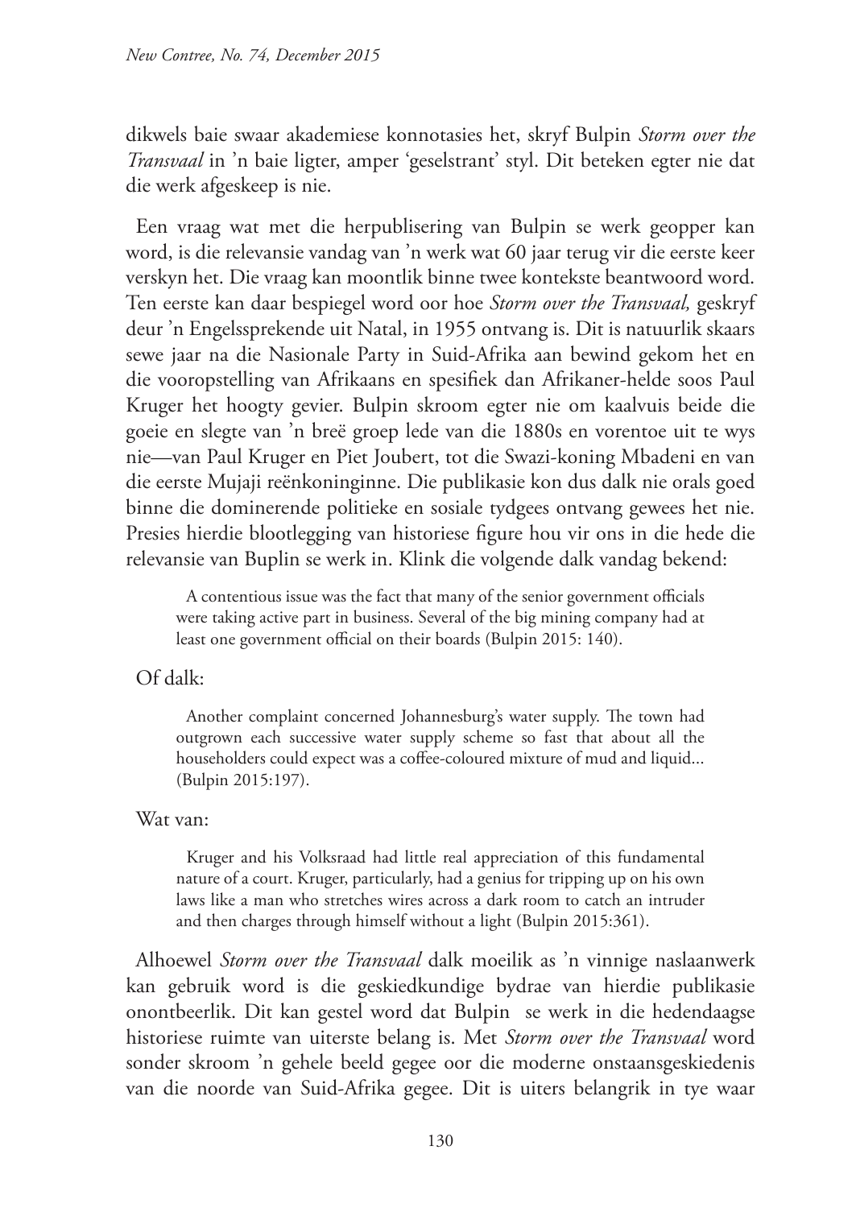dikwels baie swaar akademiese konnotasies het, skryf Bulpin *Storm over the Transvaal* in 'n baie ligter, amper 'geselstrant' styl. Dit beteken egter nie dat die werk afgeskeep is nie.

Een vraag wat met die herpublisering van Bulpin se werk geopper kan word, is die relevansie vandag van 'n werk wat 60 jaar terug vir die eerste keer verskyn het. Die vraag kan moontlik binne twee kontekste beantwoord word. Ten eerste kan daar bespiegel word oor hoe *Storm over the Transvaal,* geskryf deur 'n Engelssprekende uit Natal, in 1955 ontvang is. Dit is natuurlik skaars sewe jaar na die Nasionale Party in Suid-Afrika aan bewind gekom het en die vooropstelling van Afrikaans en spesifiek dan Afrikaner-helde soos Paul Kruger het hoogty gevier. Bulpin skroom egter nie om kaalvuis beide die goeie en slegte van 'n breë groep lede van die 1880s en vorentoe uit te wys nie—van Paul Kruger en Piet Joubert, tot die Swazi-koning Mbadeni en van die eerste Mujaji reënkoninginne. Die publikasie kon dus dalk nie orals goed binne die dominerende politieke en sosiale tydgees ontvang gewees het nie. Presies hierdie blootlegging van historiese figure hou vir ons in die hede die relevansie van Buplin se werk in. Klink die volgende dalk vandag bekend:

> A contentious issue was the fact that many of the senior government officials were taking active part in business. Several of the big mining company had at least one government official on their boards (Bulpin 2015: 140).

Of dalk:

> Another complaint concerned Johannesburg's water supply. The town had outgrown each successive water supply scheme so fast that about all the householders could expect was a coffee-coloured mixture of mud and liquid... (Bulpin 2015:197).

Wat van:

> Kruger and his Volksraad had little real appreciation of this fundamental nature of a court. Kruger, particularly, had a genius for tripping up on his own laws like a man who stretches wires across a dark room to catch an intruder and then charges through himself without a light (Bulpin 2015:361).

Alhoewel *Storm over the Transvaal* dalk moeilik as 'n vinnige naslaanwerk kan gebruik word is die geskiedkundige bydrae van hierdie publikasie onontbeerlik. Dit kan gestel word dat Bulpin se werk in die hedendaagse historiese ruimte van uiterste belang is. Met *Storm over the Transvaal* word sonder skroom 'n gehele beeld gegee oor die moderne onstaansgeskiedenis van die noorde van Suid-Afrika gegee. Dit is uiters belangrik in tye waar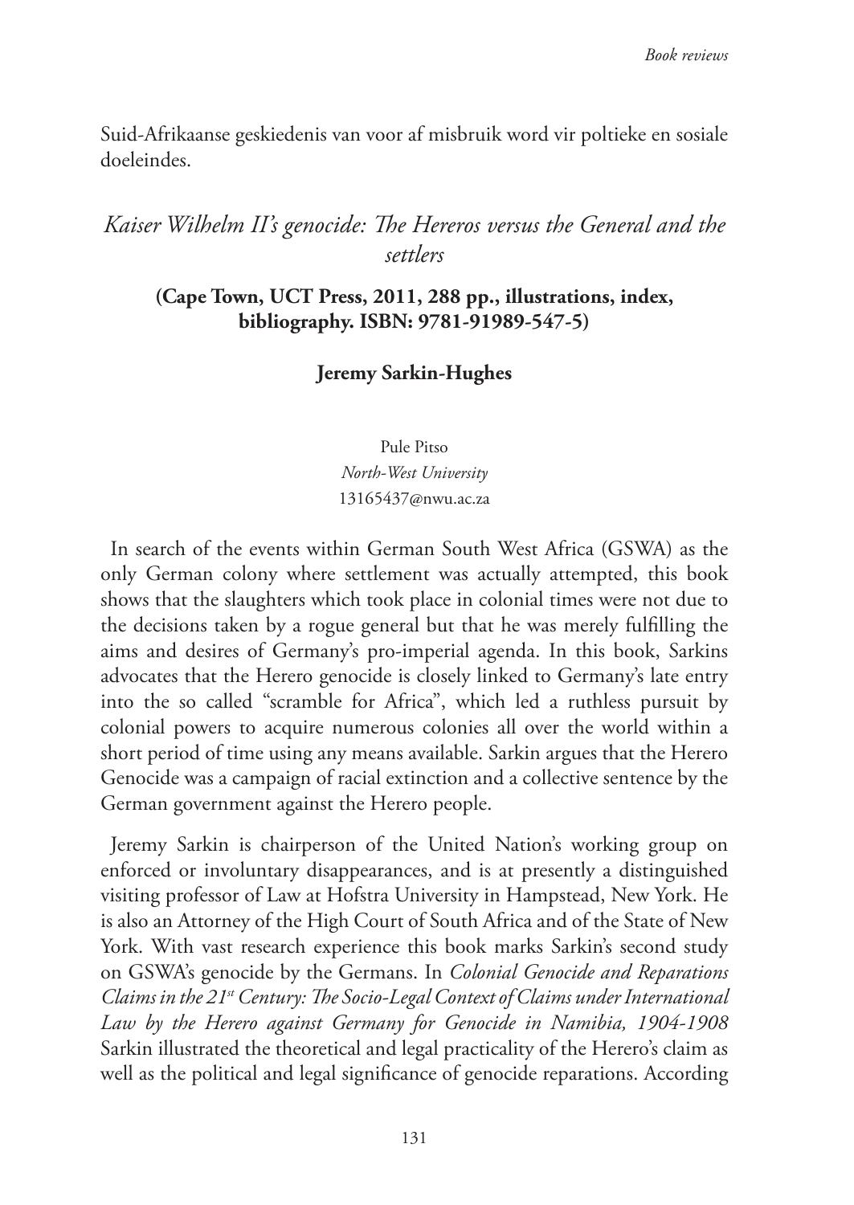Suid-Afrikaanse geskiedenis van voor af misbruik word vir poltieke en sosiale doeleindes.

## *Kaiser Wilhelm II's genocide: The Hereros versus the General and the settlers*

**(Cape Town, UCT Press, 2011, 288 pp., illustrations, index, bibliography. ISBN: 9781-91989-547-5)**

**Jeremy Sarkin-Hughes**

Pule Pitso
*North-West University*
13165437@nwu.ac.za

In search of the events within German South West Africa (GSWA) as the only German colony where settlement was actually attempted, this book shows that the slaughters which took place in colonial times were not due to the decisions taken by a rogue general but that he was merely fulfilling the aims and desires of Germany's pro-imperial agenda. In this book, Sarkins advocates that the Herero genocide is closely linked to Germany's late entry into the so called "scramble for Africa", which led a ruthless pursuit by colonial powers to acquire numerous colonies all over the world within a short period of time using any means available. Sarkin argues that the Herero Genocide was a campaign of racial extinction and a collective sentence by the German government against the Herero people.

Jeremy Sarkin is chairperson of the United Nation's working group on enforced or involuntary disappearances, and is at presently a distinguished visiting professor of Law at Hofstra University in Hampstead, New York. He is also an Attorney of the High Court of South Africa and of the State of New York. With vast research experience this book marks Sarkin's second study on GSWA's genocide by the Germans. In *Colonial Genocide and Reparations Claims in the 21st Century: The Socio-Legal Context of Claims under International Law by the Herero against Germany for Genocide in Namibia, 1904-1908* Sarkin illustrated the theoretical and legal practicality of the Herero's claim as well as the political and legal significance of genocide reparations. According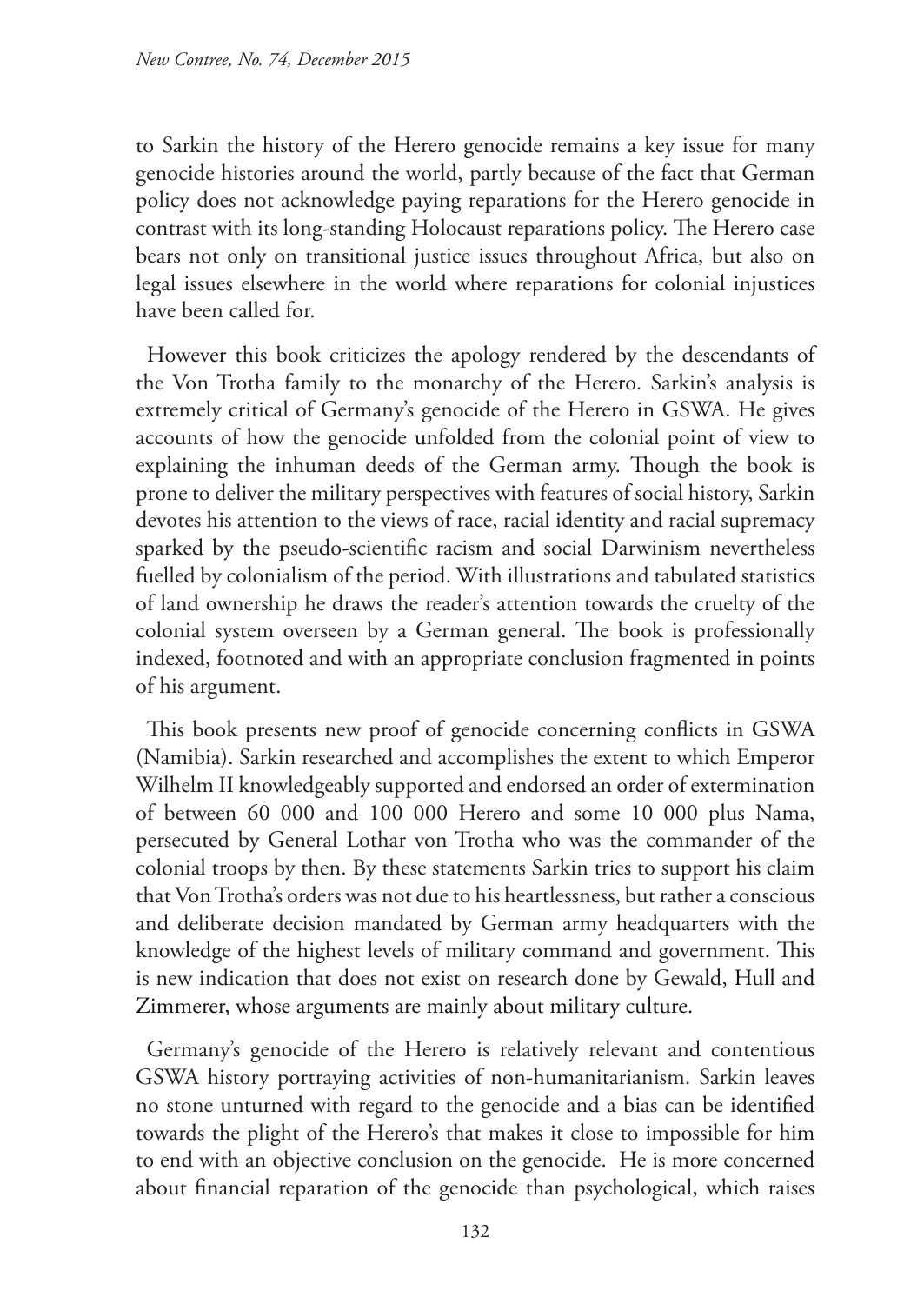to Sarkin the history of the Herero genocide remains a key issue for many genocide histories around the world, partly because of the fact that German policy does not acknowledge paying reparations for the Herero genocide in contrast with its long-standing Holocaust reparations policy. The Herero case bears not only on transitional justice issues throughout Africa, but also on legal issues elsewhere in the world where reparations for colonial injustices have been called for.

However this book criticizes the apology rendered by the descendants of the Von Trotha family to the monarchy of the Herero. Sarkin's analysis is extremely critical of Germany's genocide of the Herero in GSWA. He gives accounts of how the genocide unfolded from the colonial point of view to explaining the inhuman deeds of the German army. Though the book is prone to deliver the military perspectives with features of social history, Sarkin devotes his attention to the views of race, racial identity and racial supremacy sparked by the pseudo-scientific racism and social Darwinism nevertheless fuelled by colonialism of the period. With illustrations and tabulated statistics of land ownership he draws the reader's attention towards the cruelty of the colonial system overseen by a German general. The book is professionally indexed, footnoted and with an appropriate conclusion fragmented in points of his argument.

This book presents new proof of genocide concerning conflicts in GSWA (Namibia). Sarkin researched and accomplishes the extent to which Emperor Wilhelm II knowledgeably supported and endorsed an order of extermination of between 60 000 and 100 000 Herero and some 10 000 plus Nama, persecuted by General Lothar von Trotha who was the commander of the colonial troops by then. By these statements Sarkin tries to support his claim that Von Trotha's orders was not due to his heartlessness, but rather a conscious and deliberate decision mandated by German army headquarters with the knowledge of the highest levels of military command and government. This is new indication that does not exist on research done by Gewald, Hull and Zimmerer, whose arguments are mainly about military culture.

Germany's genocide of the Herero is relatively relevant and contentious GSWA history portraying activities of non-humanitarianism. Sarkin leaves no stone unturned with regard to the genocide and a bias can be identified towards the plight of the Herero's that makes it close to impossible for him to end with an objective conclusion on the genocide. He is more concerned about financial reparation of the genocide than psychological, which raises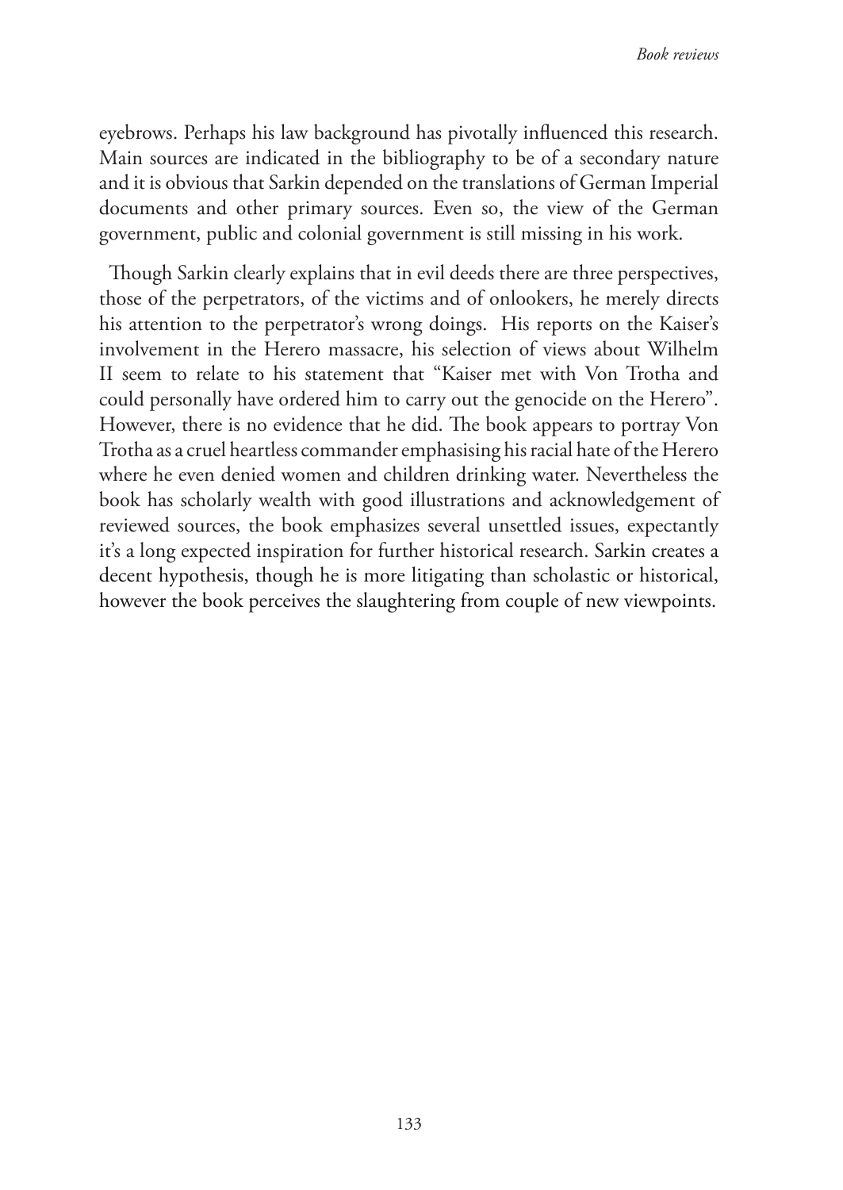eyebrows. Perhaps his law background has pivotally influenced this research. Main sources are indicated in the bibliography to be of a secondary nature and it is obvious that Sarkin depended on the translations of German Imperial documents and other primary sources. Even so, the view of the German government, public and colonial government is still missing in his work.

Though Sarkin clearly explains that in evil deeds there are three perspectives, those of the perpetrators, of the victims and of onlookers, he merely directs his attention to the perpetrator's wrong doings. His reports on the Kaiser's involvement in the Herero massacre, his selection of views about Wilhelm II seem to relate to his statement that "Kaiser met with Von Trotha and could personally have ordered him to carry out the genocide on the Herero". However, there is no evidence that he did. The book appears to portray Von Trotha as a cruel heartless commander emphasising his racial hate of the Herero where he even denied women and children drinking water. Nevertheless the book has scholarly wealth with good illustrations and acknowledgement of reviewed sources, the book emphasizes several unsettled issues, expectantly it's a long expected inspiration for further historical research. Sarkin creates a decent hypothesis, though he is more litigating than scholastic or historical, however the book perceives the slaughtering from couple of new viewpoints.